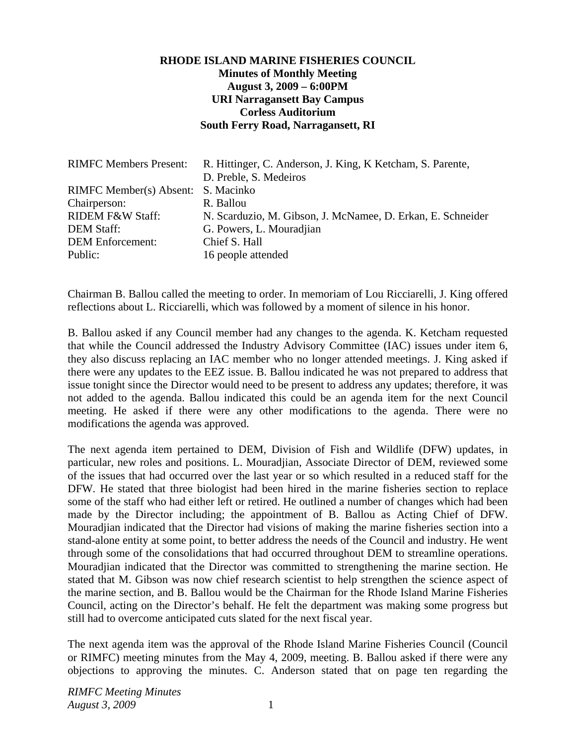**RHODE ISLAND MARINE FISHERIES COUNCIL**
**Minutes of Monthly Meeting**
**August 3, 2009 – 6:00PM**
**URI Narragansett Bay Campus**
**Corless Auditorium**
**South Ferry Road, Narragansett, RI**

| | |
|---|---|
| RIMFC Members Present: | R. Hittinger, C. Anderson, J. King, K Ketcham, S. Parente, D. Preble, S. Medeiros |
| RIMFC Member(s) Absent: | S. Macinko |
| Chairperson: | R. Ballou |
| RIDEM F&W Staff: | N. Scarduzio, M. Gibson, J. McNamee, D. Erkan, E. Schneider |
| DEM Staff: | G. Powers, L. Mouradjian |
| DEM Enforcement: | Chief S. Hall |
| Public: | 16 people attended |

Chairman B. Ballou called the meeting to order. In memoriam of Lou Ricciarelli, J. King offered reflections about L. Ricciarelli, which was followed by a moment of silence in his honor.

B. Ballou asked if any Council member had any changes to the agenda. K. Ketcham requested that while the Council addressed the Industry Advisory Committee (IAC) issues under item 6, they also discuss replacing an IAC member who no longer attended meetings. J. King asked if there were any updates to the EEZ issue. B. Ballou indicated he was not prepared to address that issue tonight since the Director would need to be present to address any updates; therefore, it was not added to the agenda. Ballou indicated this could be an agenda item for the next Council meeting. He asked if there were any other modifications to the agenda. There were no modifications the agenda was approved.

The next agenda item pertained to DEM, Division of Fish and Wildlife (DFW) updates, in particular, new roles and positions. L. Mouradjian, Associate Director of DEM, reviewed some of the issues that had occurred over the last year or so which resulted in a reduced staff for the DFW. He stated that three biologist had been hired in the marine fisheries section to replace some of the staff who had either left or retired. He outlined a number of changes which had been made by the Director including; the appointment of B. Ballou as Acting Chief of DFW. Mouradjian indicated that the Director had visions of making the marine fisheries section into a stand-alone entity at some point, to better address the needs of the Council and industry. He went through some of the consolidations that had occurred throughout DEM to streamline operations. Mouradjian indicated that the Director was committed to strengthening the marine section. He stated that M. Gibson was now chief research scientist to help strengthen the science aspect of the marine section, and B. Ballou would be the Chairman for the Rhode Island Marine Fisheries Council, acting on the Director's behalf. He felt the department was making some progress but still had to overcome anticipated cuts slated for the next fiscal year.

The next agenda item was the approval of the Rhode Island Marine Fisheries Council (Council or RIMFC) meeting minutes from the May 4, 2009, meeting. B. Ballou asked if there were any objections to approving the minutes. C. Anderson stated that on page ten regarding the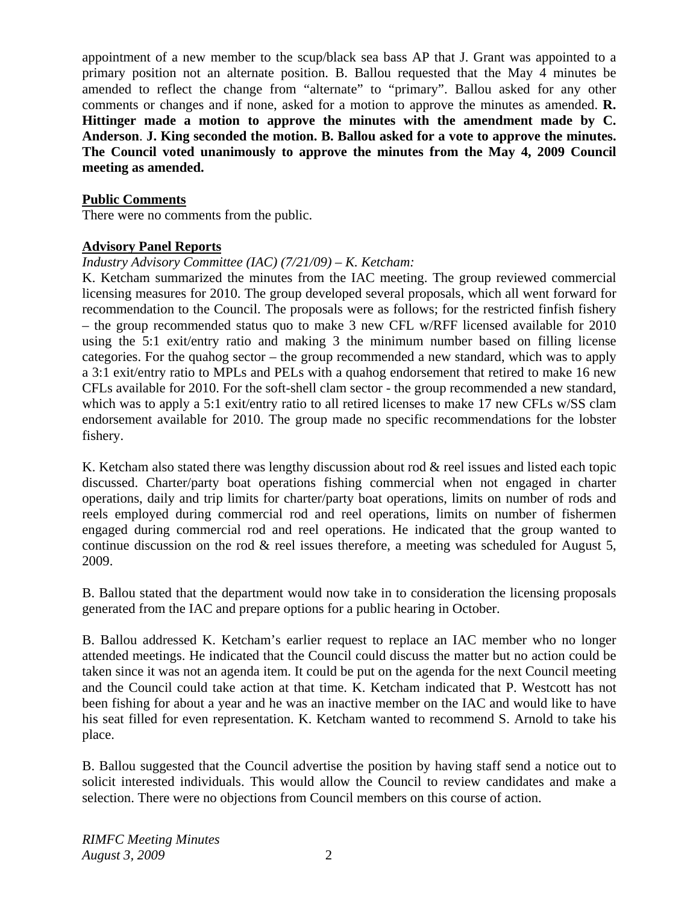appointment of a new member to the scup/black sea bass AP that J. Grant was appointed to a primary position not an alternate position. B. Ballou requested that the May 4 minutes be amended to reflect the change from "alternate" to "primary". Ballou asked for any other comments or changes and if none, asked for a motion to approve the minutes as amended. **R. Hittinger made a motion to approve the minutes with the amendment made by C. Anderson**. **J. King seconded the motion. B. Ballou asked for a vote to approve the minutes. The Council voted unanimously to approve the minutes from the May 4, 2009 Council meeting as amended.**

## Public Comments

There were no comments from the public.

## Advisory Panel Reports

*Industry Advisory Committee (IAC) (7/21/09) – K. Ketcham:*

K. Ketcham summarized the minutes from the IAC meeting. The group reviewed commercial licensing measures for 2010. The group developed several proposals, which all went forward for recommendation to the Council. The proposals were as follows; for the restricted finfish fishery – the group recommended status quo to make 3 new CFL w/RFF licensed available for 2010 using the 5:1 exit/entry ratio and making 3 the minimum number based on filling license categories. For the quahog sector – the group recommended a new standard, which was to apply a 3:1 exit/entry ratio to MPLs and PELs with a quahog endorsement that retired to make 16 new CFLs available for 2010. For the soft-shell clam sector - the group recommended a new standard, which was to apply a 5:1 exit/entry ratio to all retired licenses to make 17 new CFLs w/SS clam endorsement available for 2010. The group made no specific recommendations for the lobster fishery.

K. Ketcham also stated there was lengthy discussion about rod & reel issues and listed each topic discussed. Charter/party boat operations fishing commercial when not engaged in charter operations, daily and trip limits for charter/party boat operations, limits on number of rods and reels employed during commercial rod and reel operations, limits on number of fishermen engaged during commercial rod and reel operations. He indicated that the group wanted to continue discussion on the rod & reel issues therefore, a meeting was scheduled for August 5, 2009.

B. Ballou stated that the department would now take in to consideration the licensing proposals generated from the IAC and prepare options for a public hearing in October.

B. Ballou addressed K. Ketcham's earlier request to replace an IAC member who no longer attended meetings. He indicated that the Council could discuss the matter but no action could be taken since it was not an agenda item. It could be put on the agenda for the next Council meeting and the Council could take action at that time. K. Ketcham indicated that P. Westcott has not been fishing for about a year and he was an inactive member on the IAC and would like to have his seat filled for even representation. K. Ketcham wanted to recommend S. Arnold to take his place.

B. Ballou suggested that the Council advertise the position by having staff send a notice out to solicit interested individuals. This would allow the Council to review candidates and make a selection. There were no objections from Council members on this course of action.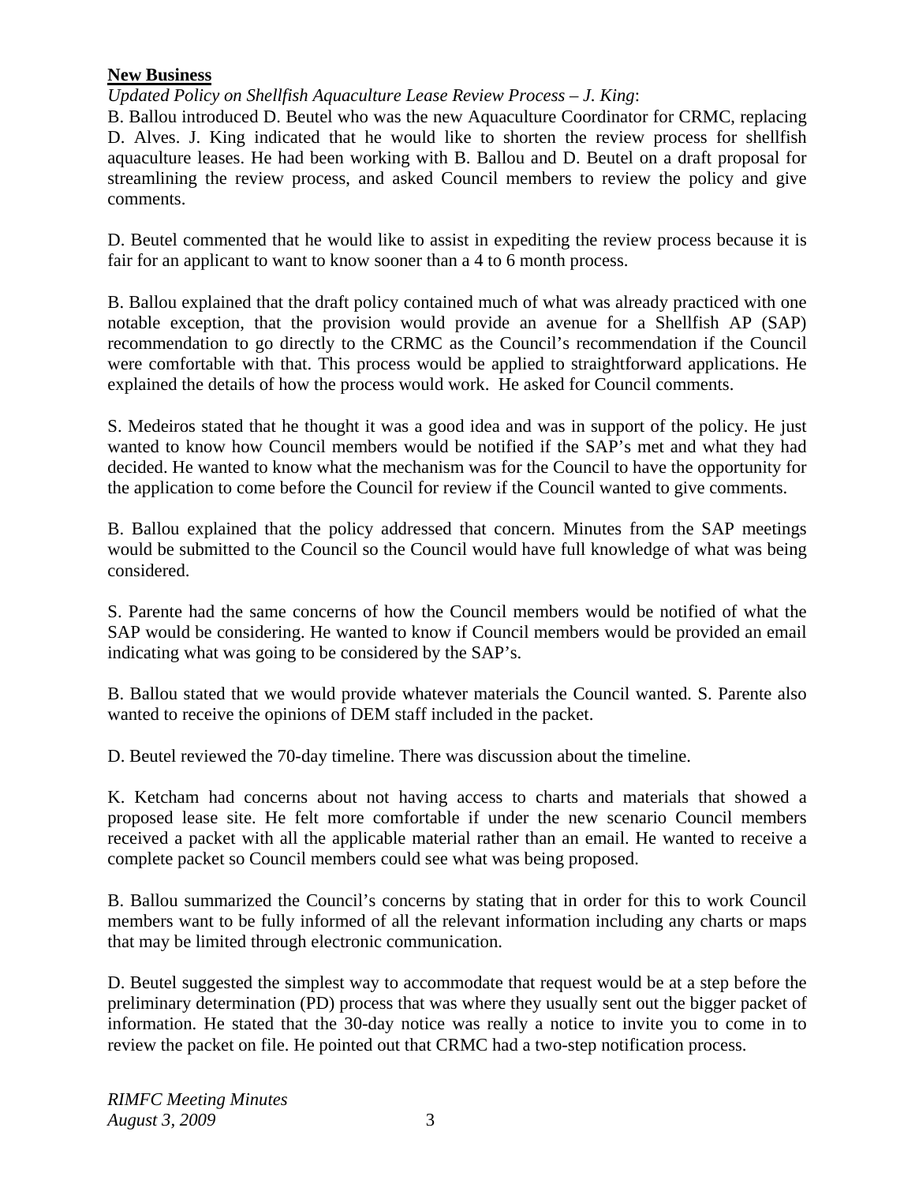**New Business**

*Updated Policy on Shellfish Aquaculture Lease Review Process – J. King*:

B. Ballou introduced D. Beutel who was the new Aquaculture Coordinator for CRMC, replacing D. Alves. J. King indicated that he would like to shorten the review process for shellfish aquaculture leases. He had been working with B. Ballou and D. Beutel on a draft proposal for streamlining the review process, and asked Council members to review the policy and give comments.

D. Beutel commented that he would like to assist in expediting the review process because it is fair for an applicant to want to know sooner than a 4 to 6 month process.

B. Ballou explained that the draft policy contained much of what was already practiced with one notable exception, that the provision would provide an avenue for a Shellfish AP (SAP) recommendation to go directly to the CRMC as the Council's recommendation if the Council were comfortable with that. This process would be applied to straightforward applications. He explained the details of how the process would work. He asked for Council comments.

S. Medeiros stated that he thought it was a good idea and was in support of the policy. He just wanted to know how Council members would be notified if the SAP's met and what they had decided. He wanted to know what the mechanism was for the Council to have the opportunity for the application to come before the Council for review if the Council wanted to give comments.

B. Ballou explained that the policy addressed that concern. Minutes from the SAP meetings would be submitted to the Council so the Council would have full knowledge of what was being considered.

S. Parente had the same concerns of how the Council members would be notified of what the SAP would be considering. He wanted to know if Council members would be provided an email indicating what was going to be considered by the SAP's.

B. Ballou stated that we would provide whatever materials the Council wanted. S. Parente also wanted to receive the opinions of DEM staff included in the packet.

D. Beutel reviewed the 70-day timeline. There was discussion about the timeline.

K. Ketcham had concerns about not having access to charts and materials that showed a proposed lease site. He felt more comfortable if under the new scenario Council members received a packet with all the applicable material rather than an email. He wanted to receive a complete packet so Council members could see what was being proposed.

B. Ballou summarized the Council's concerns by stating that in order for this to work Council members want to be fully informed of all the relevant information including any charts or maps that may be limited through electronic communication.

D. Beutel suggested the simplest way to accommodate that request would be at a step before the preliminary determination (PD) process that was where they usually sent out the bigger packet of information. He stated that the 30-day notice was really a notice to invite you to come in to review the packet on file. He pointed out that CRMC had a two-step notification process.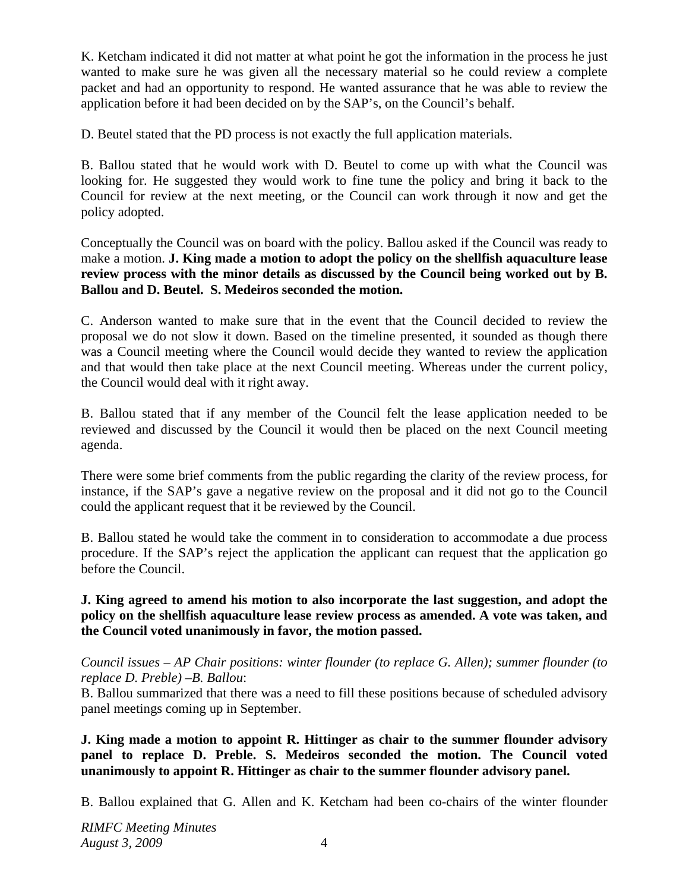K. Ketcham indicated it did not matter at what point he got the information in the process he just wanted to make sure he was given all the necessary material so he could review a complete packet and had an opportunity to respond. He wanted assurance that he was able to review the application before it had been decided on by the SAP's, on the Council's behalf.

D. Beutel stated that the PD process is not exactly the full application materials.

B. Ballou stated that he would work with D. Beutel to come up with what the Council was looking for. He suggested they would work to fine tune the policy and bring it back to the Council for review at the next meeting, or the Council can work through it now and get the policy adopted.

Conceptually the Council was on board with the policy. Ballou asked if the Council was ready to make a motion. **J. King made a motion to adopt the policy on the shellfish aquaculture lease review process with the minor details as discussed by the Council being worked out by B. Ballou and D. Beutel. S. Medeiros seconded the motion.**

C. Anderson wanted to make sure that in the event that the Council decided to review the proposal we do not slow it down. Based on the timeline presented, it sounded as though there was a Council meeting where the Council would decide they wanted to review the application and that would then take place at the next Council meeting. Whereas under the current policy, the Council would deal with it right away.

B. Ballou stated that if any member of the Council felt the lease application needed to be reviewed and discussed by the Council it would then be placed on the next Council meeting agenda.

There were some brief comments from the public regarding the clarity of the review process, for instance, if the SAP's gave a negative review on the proposal and it did not go to the Council could the applicant request that it be reviewed by the Council.

B. Ballou stated he would take the comment in to consideration to accommodate a due process procedure. If the SAP's reject the application the applicant can request that the application go before the Council.

**J. King agreed to amend his motion to also incorporate the last suggestion, and adopt the policy on the shellfish aquaculture lease review process as amended. A vote was taken, and the Council voted unanimously in favor, the motion passed.**

*Council issues – AP Chair positions: winter flounder (to replace G. Allen); summer flounder (to replace D. Preble) –B. Ballou*:
B. Ballou summarized that there was a need to fill these positions because of scheduled advisory panel meetings coming up in September.

**J. King made a motion to appoint R. Hittinger as chair to the summer flounder advisory panel to replace D. Preble. S. Medeiros seconded the motion. The Council voted unanimously to appoint R. Hittinger as chair to the summer flounder advisory panel.**

B. Ballou explained that G. Allen and K. Ketcham had been co-chairs of the winter flounder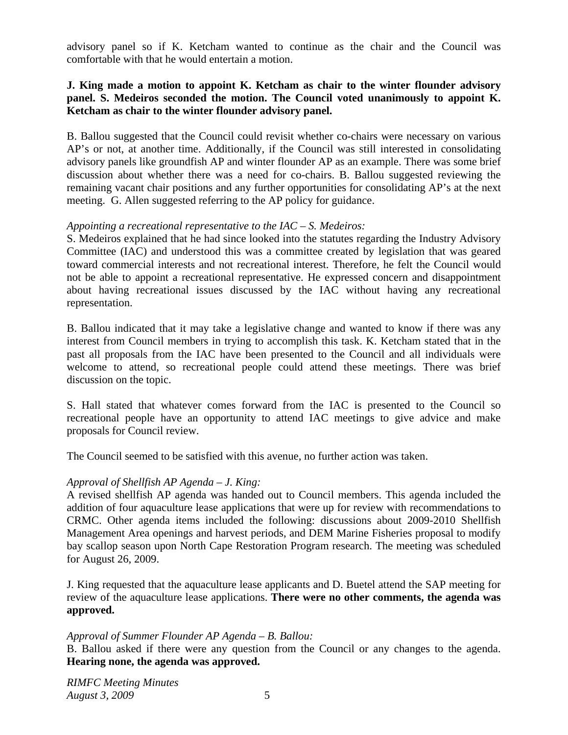advisory panel so if K. Ketcham wanted to continue as the chair and the Council was comfortable with that he would entertain a motion.

**J. King made a motion to appoint K. Ketcham as chair to the winter flounder advisory panel. S. Medeiros seconded the motion. The Council voted unanimously to appoint K. Ketcham as chair to the winter flounder advisory panel.**

B. Ballou suggested that the Council could revisit whether co-chairs were necessary on various AP's or not, at another time. Additionally, if the Council was still interested in consolidating advisory panels like groundfish AP and winter flounder AP as an example. There was some brief discussion about whether there was a need for co-chairs. B. Ballou suggested reviewing the remaining vacant chair positions and any further opportunities for consolidating AP's at the next meeting. G. Allen suggested referring to the AP policy for guidance.

*Appointing a recreational representative to the IAC – S. Medeiros:*

S. Medeiros explained that he had since looked into the statutes regarding the Industry Advisory Committee (IAC) and understood this was a committee created by legislation that was geared toward commercial interests and not recreational interest. Therefore, he felt the Council would not be able to appoint a recreational representative. He expressed concern and disappointment about having recreational issues discussed by the IAC without having any recreational representation.

B. Ballou indicated that it may take a legislative change and wanted to know if there was any interest from Council members in trying to accomplish this task. K. Ketcham stated that in the past all proposals from the IAC have been presented to the Council and all individuals were welcome to attend, so recreational people could attend these meetings. There was brief discussion on the topic.

S. Hall stated that whatever comes forward from the IAC is presented to the Council so recreational people have an opportunity to attend IAC meetings to give advice and make proposals for Council review.

The Council seemed to be satisfied with this avenue, no further action was taken.

*Approval of Shellfish AP Agenda – J. King:*

A revised shellfish AP agenda was handed out to Council members. This agenda included the addition of four aquaculture lease applications that were up for review with recommendations to CRMC. Other agenda items included the following: discussions about 2009-2010 Shellfish Management Area openings and harvest periods, and DEM Marine Fisheries proposal to modify bay scallop season upon North Cape Restoration Program research. The meeting was scheduled for August 26, 2009.

J. King requested that the aquaculture lease applicants and D. Buetel attend the SAP meeting for review of the aquaculture lease applications. **There were no other comments, the agenda was approved.**

*Approval of Summer Flounder AP Agenda – B. Ballou:*

B. Ballou asked if there were any question from the Council or any changes to the agenda. **Hearing none, the agenda was approved.**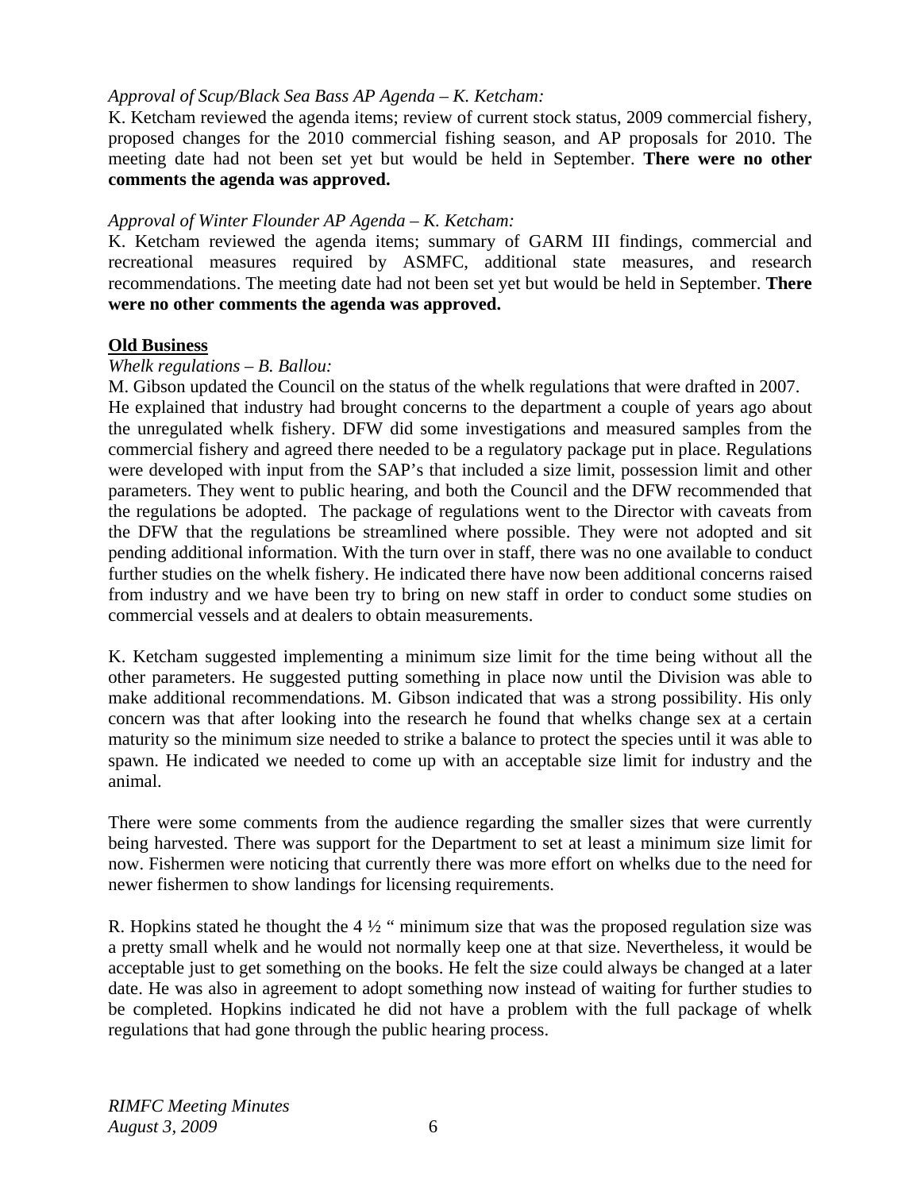*Approval of Scup/Black Sea Bass AP Agenda – K. Ketcham:*

K. Ketcham reviewed the agenda items; review of current stock status, 2009 commercial fishery, proposed changes for the 2010 commercial fishing season, and AP proposals for 2010. The meeting date had not been set yet but would be held in September. **There were no other comments the agenda was approved.**

*Approval of Winter Flounder AP Agenda – K. Ketcham:*

K. Ketcham reviewed the agenda items; summary of GARM III findings, commercial and recreational measures required by ASMFC, additional state measures, and research recommendations. The meeting date had not been set yet but would be held in September. **There were no other comments the agenda was approved.**

**Old Business**

*Whelk regulations – B. Ballou:*

M. Gibson updated the Council on the status of the whelk regulations that were drafted in 2007. He explained that industry had brought concerns to the department a couple of years ago about the unregulated whelk fishery. DFW did some investigations and measured samples from the commercial fishery and agreed there needed to be a regulatory package put in place. Regulations were developed with input from the SAP's that included a size limit, possession limit and other parameters. They went to public hearing, and both the Council and the DFW recommended that the regulations be adopted. The package of regulations went to the Director with caveats from the DFW that the regulations be streamlined where possible. They were not adopted and sit pending additional information. With the turn over in staff, there was no one available to conduct further studies on the whelk fishery. He indicated there have now been additional concerns raised from industry and we have been try to bring on new staff in order to conduct some studies on commercial vessels and at dealers to obtain measurements.

K. Ketcham suggested implementing a minimum size limit for the time being without all the other parameters. He suggested putting something in place now until the Division was able to make additional recommendations. M. Gibson indicated that was a strong possibility. His only concern was that after looking into the research he found that whelks change sex at a certain maturity so the minimum size needed to strike a balance to protect the species until it was able to spawn. He indicated we needed to come up with an acceptable size limit for industry and the animal.

There were some comments from the audience regarding the smaller sizes that were currently being harvested. There was support for the Department to set at least a minimum size limit for now. Fishermen were noticing that currently there was more effort on whelks due to the need for newer fishermen to show landings for licensing requirements.

R. Hopkins stated he thought the 4 ½ " minimum size that was the proposed regulation size was a pretty small whelk and he would not normally keep one at that size. Nevertheless, it would be acceptable just to get something on the books. He felt the size could always be changed at a later date. He was also in agreement to adopt something now instead of waiting for further studies to be completed. Hopkins indicated he did not have a problem with the full package of whelk regulations that had gone through the public hearing process.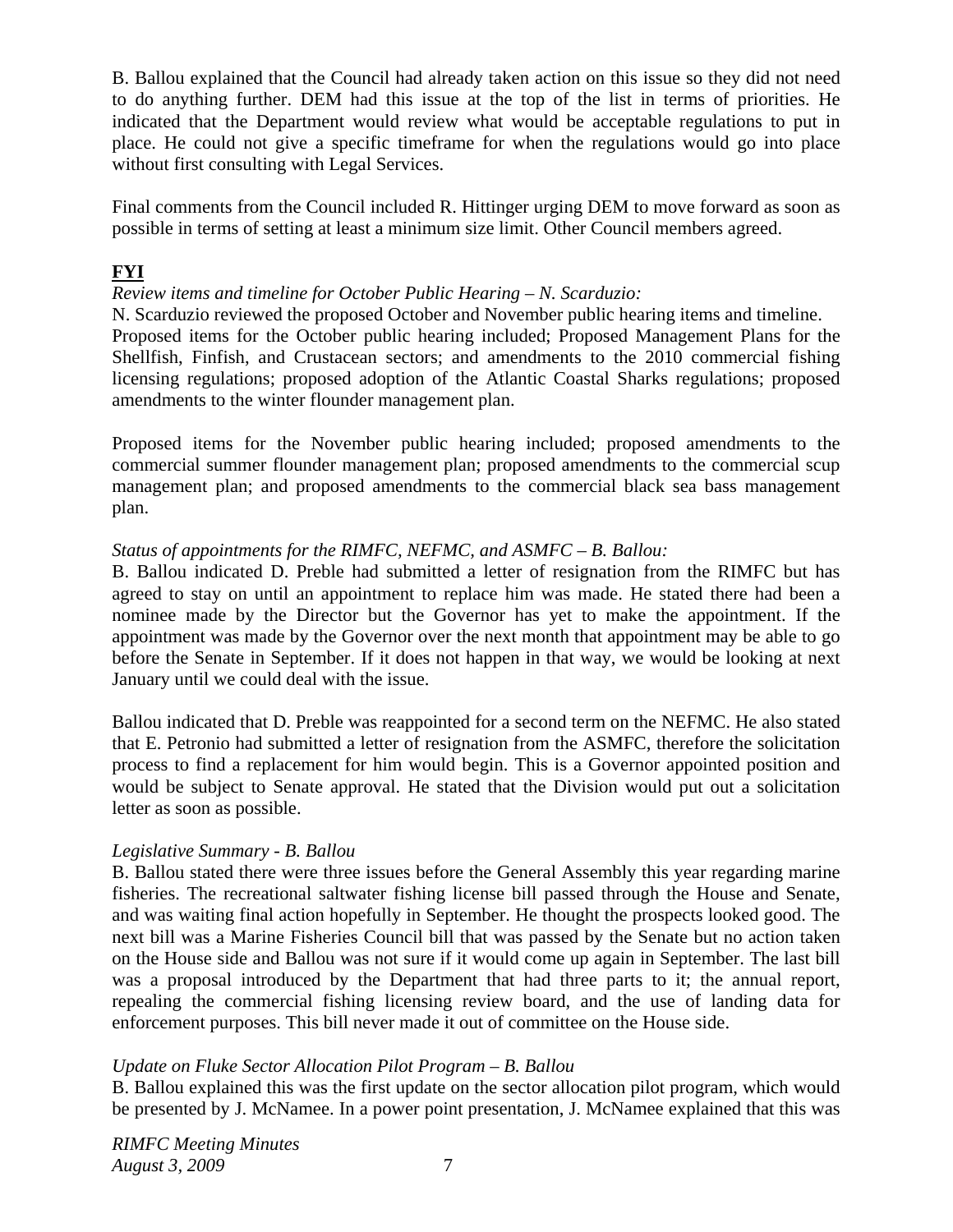B. Ballou explained that the Council had already taken action on this issue so they did not need to do anything further. DEM had this issue at the top of the list in terms of priorities. He indicated that the Department would review what would be acceptable regulations to put in place. He could not give a specific timeframe for when the regulations would go into place without first consulting with Legal Services.

Final comments from the Council included R. Hittinger urging DEM to move forward as soon as possible in terms of setting at least a minimum size limit. Other Council members agreed.

## **FYI**

*Review items and timeline for October Public Hearing – N. Scarduzio:*

N. Scarduzio reviewed the proposed October and November public hearing items and timeline. Proposed items for the October public hearing included; Proposed Management Plans for the Shellfish, Finfish, and Crustacean sectors; and amendments to the 2010 commercial fishing licensing regulations; proposed adoption of the Atlantic Coastal Sharks regulations; proposed amendments to the winter flounder management plan.

Proposed items for the November public hearing included; proposed amendments to the commercial summer flounder management plan; proposed amendments to the commercial scup management plan; and proposed amendments to the commercial black sea bass management plan.

*Status of appointments for the RIMFC, NEFMC, and ASMFC – B. Ballou:*

B. Ballou indicated D. Preble had submitted a letter of resignation from the RIMFC but has agreed to stay on until an appointment to replace him was made. He stated there had been a nominee made by the Director but the Governor has yet to make the appointment. If the appointment was made by the Governor over the next month that appointment may be able to go before the Senate in September. If it does not happen in that way, we would be looking at next January until we could deal with the issue.

Ballou indicated that D. Preble was reappointed for a second term on the NEFMC. He also stated that E. Petronio had submitted a letter of resignation from the ASMFC, therefore the solicitation process to find a replacement for him would begin. This is a Governor appointed position and would be subject to Senate approval. He stated that the Division would put out a solicitation letter as soon as possible.

*Legislative Summary - B. Ballou*

B. Ballou stated there were three issues before the General Assembly this year regarding marine fisheries. The recreational saltwater fishing license bill passed through the House and Senate, and was waiting final action hopefully in September. He thought the prospects looked good. The next bill was a Marine Fisheries Council bill that was passed by the Senate but no action taken on the House side and Ballou was not sure if it would come up again in September. The last bill was a proposal introduced by the Department that had three parts to it; the annual report, repealing the commercial fishing licensing review board, and the use of landing data for enforcement purposes. This bill never made it out of committee on the House side.

*Update on Fluke Sector Allocation Pilot Program – B. Ballou*

B. Ballou explained this was the first update on the sector allocation pilot program, which would be presented by J. McNamee. In a power point presentation, J. McNamee explained that this was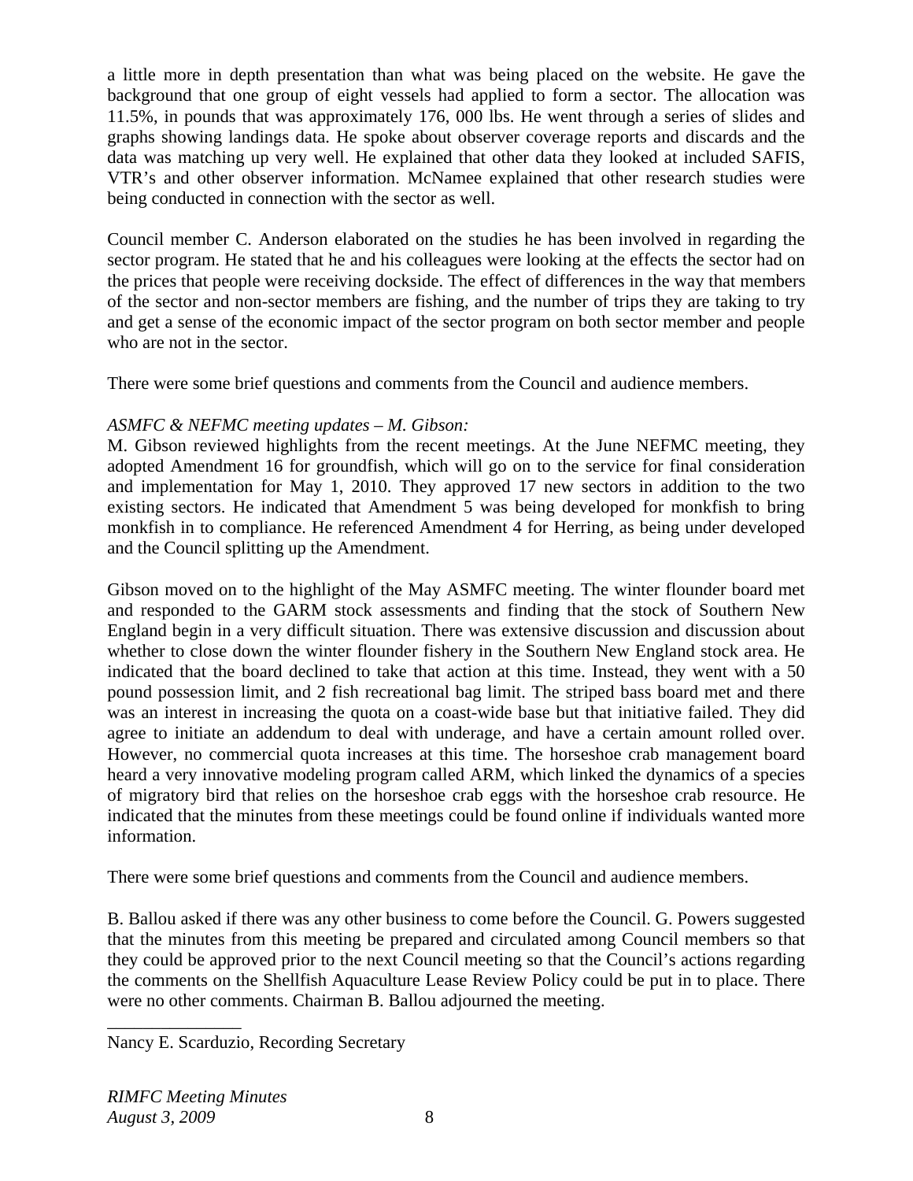a little more in depth presentation than what was being placed on the website. He gave the background that one group of eight vessels had applied to form a sector. The allocation was 11.5%, in pounds that was approximately 176, 000 lbs. He went through a series of slides and graphs showing landings data. He spoke about observer coverage reports and discards and the data was matching up very well. He explained that other data they looked at included SAFIS, VTR's and other observer information. McNamee explained that other research studies were being conducted in connection with the sector as well.

Council member C. Anderson elaborated on the studies he has been involved in regarding the sector program. He stated that he and his colleagues were looking at the effects the sector had on the prices that people were receiving dockside. The effect of differences in the way that members of the sector and non-sector members are fishing, and the number of trips they are taking to try and get a sense of the economic impact of the sector program on both sector member and people who are not in the sector.

There were some brief questions and comments from the Council and audience members.

*ASMFC & NEFMC meeting updates – M. Gibson:*
M. Gibson reviewed highlights from the recent meetings. At the June NEFMC meeting, they adopted Amendment 16 for groundfish, which will go on to the service for final consideration and implementation for May 1, 2010. They approved 17 new sectors in addition to the two existing sectors. He indicated that Amendment 5 was being developed for monkfish to bring monkfish in to compliance. He referenced Amendment 4 for Herring, as being under developed and the Council splitting up the Amendment.

Gibson moved on to the highlight of the May ASMFC meeting. The winter flounder board met and responded to the GARM stock assessments and finding that the stock of Southern New England begin in a very difficult situation. There was extensive discussion and discussion about whether to close down the winter flounder fishery in the Southern New England stock area. He indicated that the board declined to take that action at this time. Instead, they went with a 50 pound possession limit, and 2 fish recreational bag limit. The striped bass board met and there was an interest in increasing the quota on a coast-wide base but that initiative failed. They did agree to initiate an addendum to deal with underage, and have a certain amount rolled over. However, no commercial quota increases at this time. The horseshoe crab management board heard a very innovative modeling program called ARM, which linked the dynamics of a species of migratory bird that relies on the horseshoe crab eggs with the horseshoe crab resource. He indicated that the minutes from these meetings could be found online if individuals wanted more information.

There were some brief questions and comments from the Council and audience members.

B. Ballou asked if there was any other business to come before the Council. G. Powers suggested that the minutes from this meeting be prepared and circulated among Council members so that they could be approved prior to the next Council meeting so that the Council's actions regarding the comments on the Shellfish Aquaculture Lease Review Policy could be put in to place. There were no other comments. Chairman B. Ballou adjourned the meeting.

Nancy E. Scarduzio, Recording Secretary